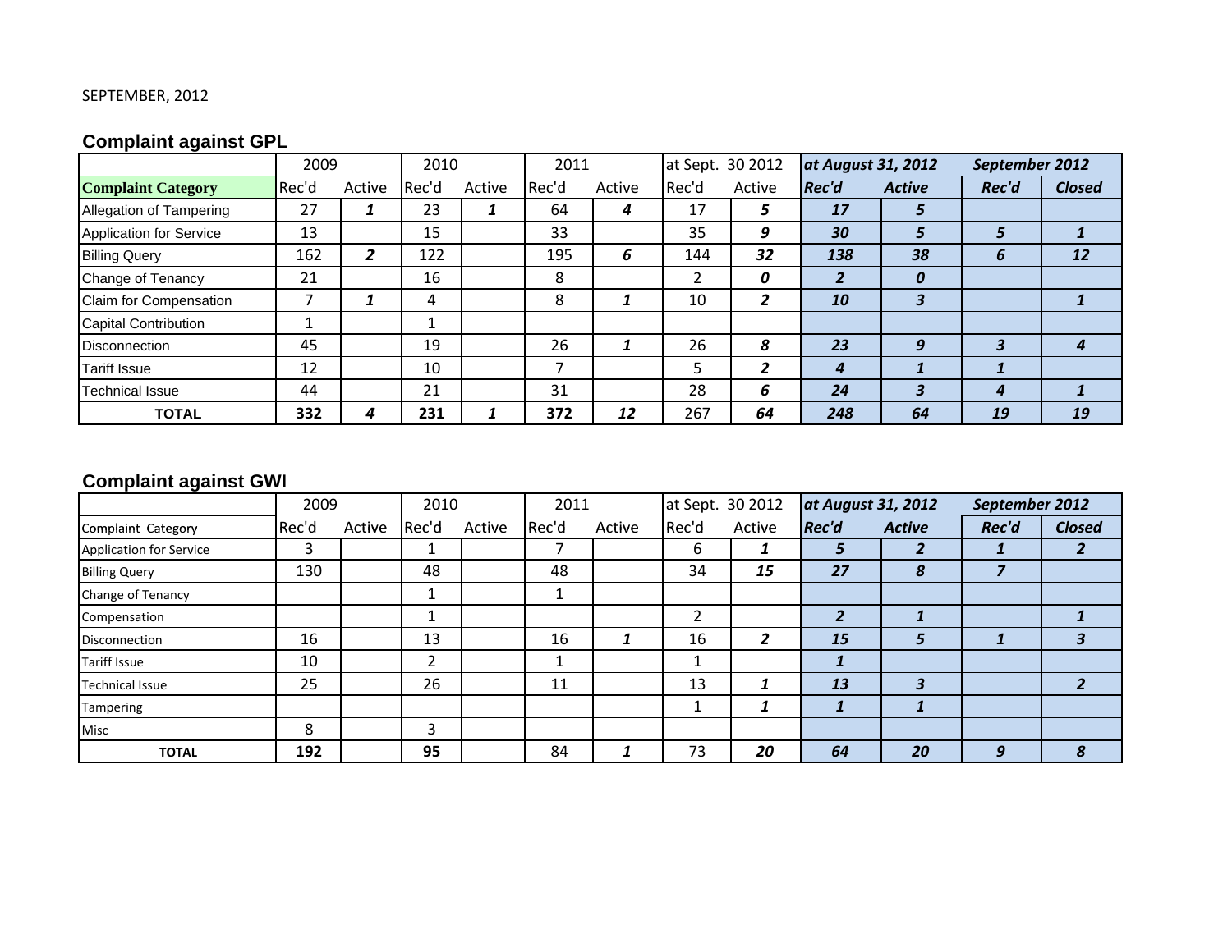SEPTEMBER, 2012

## Complaint against GPL

| | 2009 | | 2010 | | 2011 | | at Sept. 30 2012 | | *at August 31, 2012* | | *September 2012* | |
|---|---|---|---|---|---|---|---|---|---|---|---|---|
| **Complaint Category** | Rec'd | Active | Rec'd | Active | Rec'd | Active | Rec'd | Active | ***Rec'd*** | ***Active*** | ***Rec'd*** | ***Closed*** |
| Allegation of Tampering | 27 | ***1*** | 23 | ***1*** | 64 | ***4*** | 17 | ***5*** | ***17*** | ***5*** | | |
| Application for Service | 13 | | 15 | | 33 | | 35 | ***9*** | ***30*** | ***5*** | ***5*** | ***1*** |
| Billing Query | 162 | ***2*** | 122 | | 195 | ***6*** | 144 | ***32*** | ***138*** | ***38*** | ***6*** | ***12*** |
| Change of Tenancy | 21 | | 16 | | 8 | | 2 | ***0*** | ***2*** | ***0*** | | |
| Claim for Compensation | 7 | ***1*** | 4 | | 8 | ***1*** | 10 | ***2*** | ***10*** | ***3*** | | ***1*** |
| Capital Contribution | 1 | | 1 | | | | | | | | | |
| Disconnection | 45 | | 19 | | 26 | ***1*** | 26 | ***8*** | ***23*** | ***9*** | ***3*** | ***4*** |
| Tariff Issue | 12 | | 10 | | 7 | | 5 | ***2*** | ***4*** | ***1*** | ***1*** | |
| Technical Issue | 44 | | 21 | | 31 | | 28 | ***6*** | ***24*** | ***3*** | ***4*** | ***1*** |
| **TOTAL** | **332** | ***4*** | **231** | ***1*** | **372** | ***12*** | 267 | ***64*** | ***248*** | ***64*** | ***19*** | ***19*** |

## Complaint against GWI

| | 2009 | | 2010 | | 2011 | | at Sept. 30 2012 | | *at August 31, 2012* | | *September 2012* | |
|---|---|---|---|---|---|---|---|---|---|---|---|---|
| Complaint Category | Rec'd | Active | Rec'd | Active | Rec'd | Active | Rec'd | Active | ***Rec'd*** | ***Active*** | ***Rec'd*** | ***Closed*** |
| Application for Service | 3 | | 1 | | 7 | | 6 | ***1*** | ***5*** | ***2*** | ***1*** | ***2*** |
| Billing Query | 130 | | 48 | | 48 | | 34 | ***15*** | ***27*** | ***8*** | ***7*** | |
| Change of Tenancy | | | 1 | | 1 | | | | | | | |
| Compensation | | | 1 | | | | 2 | | ***2*** | ***1*** | | ***1*** |
| Disconnection | 16 | | 13 | | 16 | ***1*** | 16 | ***2*** | ***15*** | ***5*** | ***1*** | ***3*** |
| Tariff Issue | 10 | | 2 | | 1 | | 1 | | ***1*** | | | |
| Technical Issue | 25 | | 26 | | 11 | | 13 | ***1*** | ***13*** | ***3*** | | ***2*** |
| Tampering | | | | | | | 1 | ***1*** | ***1*** | ***1*** | | |
| Misc | 8 | | 3 | | | | | | | | | |
| **TOTAL** | **192** | | **95** | | 84 | ***1*** | 73 | ***20*** | ***64*** | ***20*** | ***9*** | ***8*** |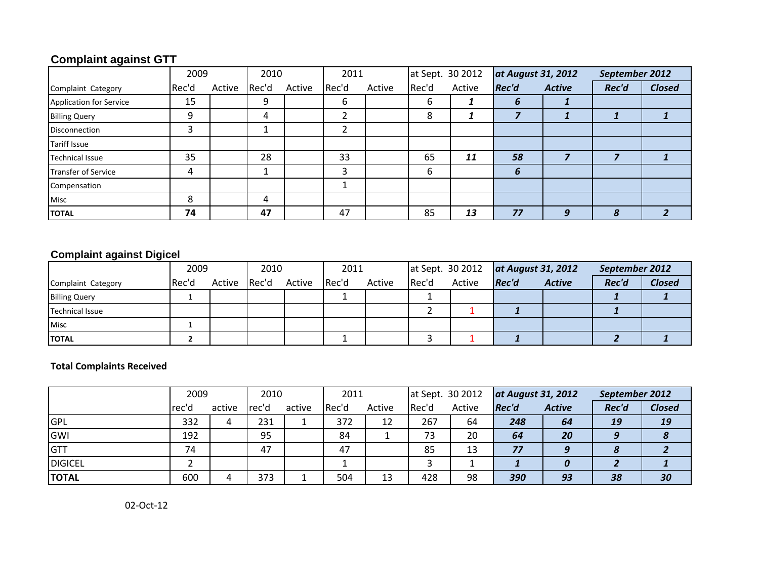## Complaint against GTT

| | 2009 | | 2010 | | 2011 | | at Sept. 30 2012 | | *at August 31, 2012* | | *September 2012* | |
|---|---|---|---|---|---|---|---|---|---|---|---|---|
| Complaint Category | Rec'd | Active | Rec'd | Active | Rec'd | Active | Rec'd | Active | *Rec'd* | *Active* | *Rec'd* | *Closed* |
| Application for Service | 15 | | 9 | | 6 | | 6 | *1* | *6* | *1* | | |
| Billing Query | 9 | | 4 | | 2 | | 8 | *1* | *7* | *1* | *1* | *1* |
| Disconnection | 3 | | 1 | | 2 | | | | | | | |
| Tariff Issue | | | | | | | | | | | | |
| Technical Issue | 35 | | 28 | | 33 | | 65 | *11* | *58* | *7* | *7* | *1* |
| Transfer of Service | 4 | | 1 | | 3 | | 6 | | *6* | | | |
| Compensation | | | | | 1 | | | | | | | |
| Misc | 8 | | 4 | | | | | | | | | |
| **TOTAL** | **74** | | **47** | | 47 | | 85 | *13* | *77* | *9* | *8* | *2* |

## Complaint against Digicel

| | 2009 | | 2010 | | 2011 | | at Sept. 30 2012 | | *at August 31, 2012* | | *September 2012* | |
|---|---|---|---|---|---|---|---|---|---|---|---|---|
| Complaint Category | Rec'd | Active | Rec'd | Active | Rec'd | Active | Rec'd | Active | *Rec'd* | *Active* | *Rec'd* | *Closed* |
| Billing Query | 1 | | | | 1 | | 1 | | | | *1* | *1* |
| Technical Issue | | | | | | | 2 | 1 | *1* | | *1* | |
| Misc | 1 | | | | | | | | | | | |
| **TOTAL** | **2** | | | | 1 | | 3 | 1 | *1* | | *2* | *1* |

**Total Complaints Received**

| | 2009 | | 2010 | | 2011 | | at Sept. 30 2012 | | *at August 31, 2012* | | *September 2012* | |
|---|---|---|---|---|---|---|---|---|---|---|---|---|
| | rec'd | active | rec'd | active | Rec'd | Active | Rec'd | Active | *Rec'd* | *Active* | *Rec'd* | *Closed* |
| GPL | 332 | 4 | 231 | 1 | 372 | 12 | 267 | 64 | *248* | *64* | *19* | *19* |
| GWI | 192 | | 95 | | 84 | 1 | 73 | 20 | *64* | *20* | *9* | *8* |
| GTT | 74 | | 47 | | 47 | | 85 | 13 | *77* | *9* | *8* | *2* |
| DIGICEL | 2 | | | | 1 | | 3 | 1 | *1* | *0* | *2* | *1* |
| **TOTAL** | 600 | 4 | 373 | 1 | 504 | 13 | 428 | 98 | *390* | *93* | *38* | *30* |

02-Oct-12